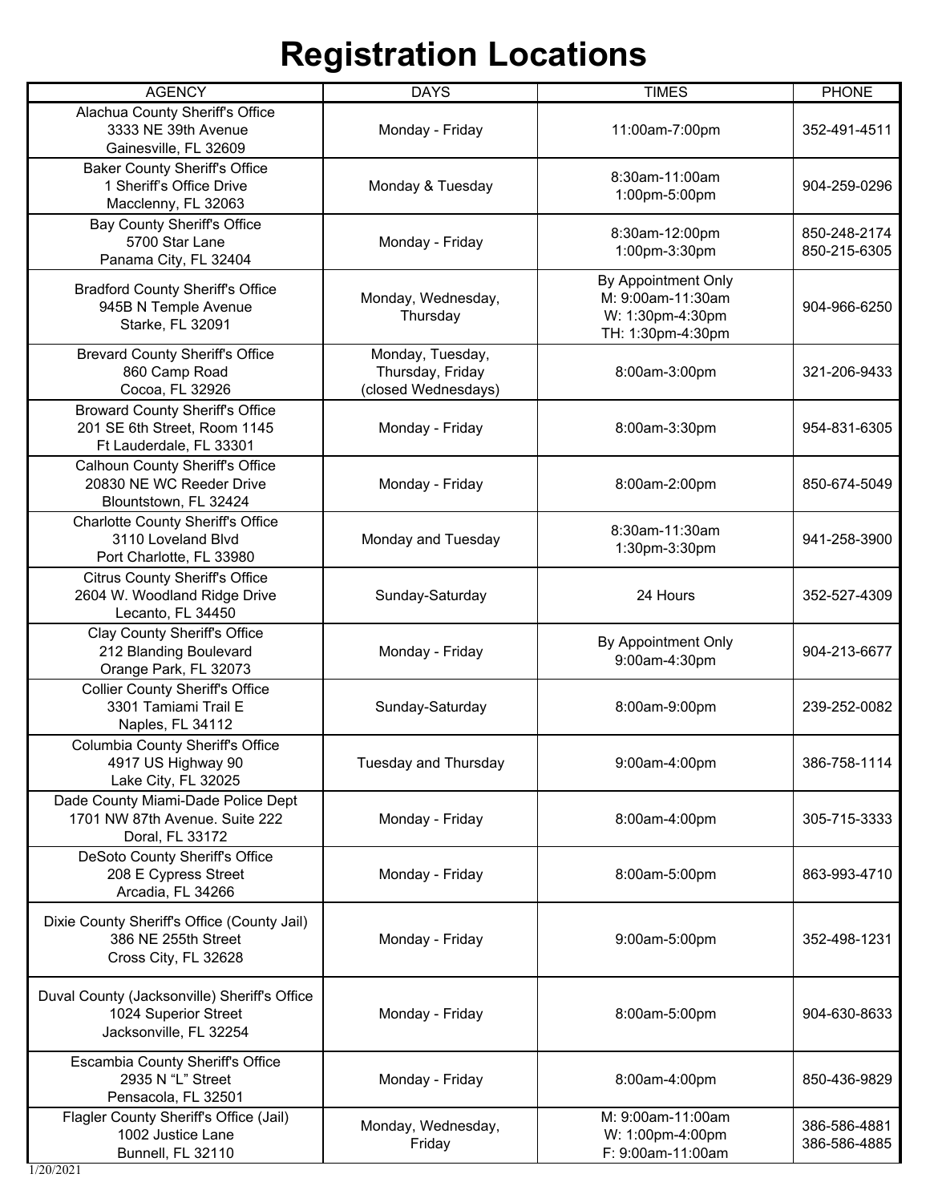# Registration Locations

| AGENCY | DAYS | TIMES | PHONE |
|---|---|---|---|
| Alachua County Sheriff's Office<br>3333 NE 39th Avenue<br>Gainesville, FL 32609 | Monday - Friday | 11:00am-7:00pm | 352-491-4511 |
| Baker County Sheriff's Office<br>1 Sheriff's Office Drive<br>Macclenny, FL 32063 | Monday & Tuesday | 8:30am-11:00am<br>1:00pm-5:00pm | 904-259-0296 |
| Bay County Sheriff's Office<br>5700 Star Lane<br>Panama City, FL 32404 | Monday - Friday | 8:30am-12:00pm<br>1:00pm-3:30pm | 850-248-2174<br>850-215-6305 |
| Bradford County Sheriff's Office<br>945B N Temple Avenue<br>Starke, FL 32091 | Monday, Wednesday, Thursday | By Appointment Only<br>M: 9:00am-11:30am<br>W: 1:30pm-4:30pm<br>TH: 1:30pm-4:30pm | 904-966-6250 |
| Brevard County Sheriff's Office<br>860 Camp Road<br>Cocoa, FL 32926 | Monday, Tuesday, Thursday, Friday<br>(closed Wednesdays) | 8:00am-3:00pm | 321-206-9433 |
| Broward County Sheriff's Office<br>201 SE 6th Street, Room 1145<br>Ft Lauderdale, FL 33301 | Monday - Friday | 8:00am-3:30pm | 954-831-6305 |
| Calhoun County Sheriff's Office<br>20830 NE WC Reeder Drive<br>Blountstown, FL 32424 | Monday - Friday | 8:00am-2:00pm | 850-674-5049 |
| Charlotte County Sheriff's Office<br>3110 Loveland Blvd<br>Port Charlotte, FL 33980 | Monday and Tuesday | 8:30am-11:30am<br>1:30pm-3:30pm | 941-258-3900 |
| Citrus County Sheriff's Office<br>2604 W. Woodland Ridge Drive<br>Lecanto, FL 34450 | Sunday-Saturday | 24 Hours | 352-527-4309 |
| Clay County Sheriff's Office<br>212 Blanding Boulevard<br>Orange Park, FL 32073 | Monday - Friday | By Appointment Only<br>9:00am-4:30pm | 904-213-6677 |
| Collier County Sheriff's Office<br>3301 Tamiami Trail E<br>Naples, FL 34112 | Sunday-Saturday | 8:00am-9:00pm | 239-252-0082 |
| Columbia County Sheriff's Office<br>4917 US Highway 90<br>Lake City, FL 32025 | Tuesday and Thursday | 9:00am-4:00pm | 386-758-1114 |
| Dade County Miami-Dade Police Dept<br>1701 NW 87th Avenue. Suite 222<br>Doral, FL 33172 | Monday - Friday | 8:00am-4:00pm | 305-715-3333 |
| DeSoto County Sheriff's Office<br>208 E Cypress Street<br>Arcadia, FL 34266 | Monday - Friday | 8:00am-5:00pm | 863-993-4710 |
| Dixie County Sheriff's Office (County Jail)<br>386 NE 255th Street<br>Cross City, FL 32628 | Monday - Friday | 9:00am-5:00pm | 352-498-1231 |
| Duval County (Jacksonville) Sheriff's Office<br>1024 Superior Street<br>Jacksonville, FL 32254 | Monday - Friday | 8:00am-5:00pm | 904-630-8633 |
| Escambia County Sheriff's Office<br>2935 N "L" Street<br>Pensacola, FL 32501 | Monday - Friday | 8:00am-4:00pm | 850-436-9829 |
| Flagler County Sheriff's Office (Jail)<br>1002 Justice Lane<br>Bunnell, FL 32110 | Monday, Wednesday, Friday | M: 9:00am-11:00am<br>W: 1:00pm-4:00pm<br>F: 9:00am-11:00am | 386-586-4881<br>386-586-4885 |

1/20/2021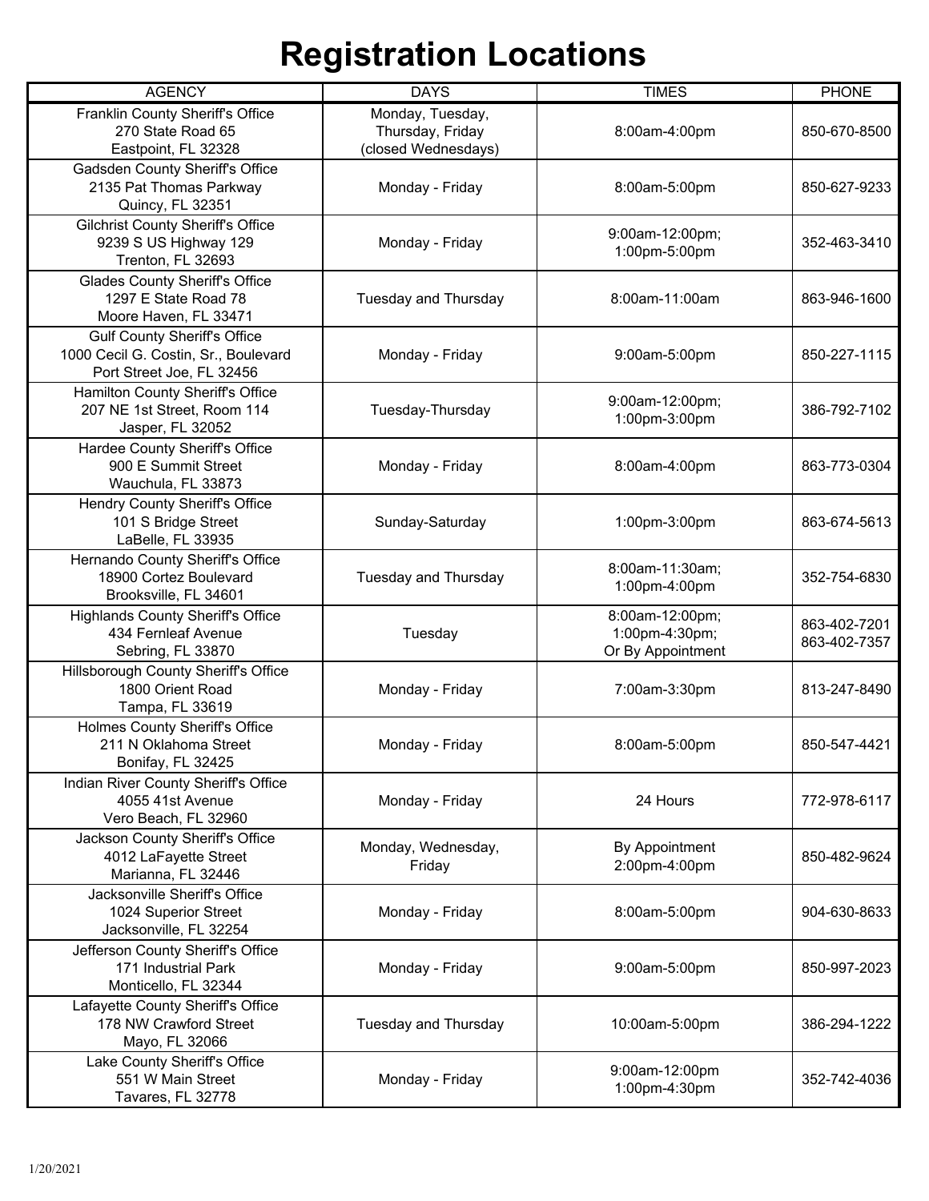# Registration Locations

| AGENCY | DAYS | TIMES | PHONE |
|---|---|---|---|
| Franklin County Sheriff's Office<br>270 State Road 65<br>Eastpoint, FL 32328 | Monday, Tuesday, Thursday, Friday (closed Wednesdays) | 8:00am-4:00pm | 850-670-8500 |
| Gadsden County Sheriff's Office<br>2135 Pat Thomas Parkway<br>Quincy, FL 32351 | Monday - Friday | 8:00am-5:00pm | 850-627-9233 |
| Gilchrist County Sheriff's Office<br>9239 S US Highway 129<br>Trenton, FL 32693 | Monday - Friday | 9:00am-12:00pm;<br>1:00pm-5:00pm | 352-463-3410 |
| Glades County Sheriff's Office<br>1297 E State Road 78<br>Moore Haven, FL 33471 | Tuesday and Thursday | 8:00am-11:00am | 863-946-1600 |
| Gulf County Sheriff's Office<br>1000 Cecil G. Costin, Sr., Boulevard<br>Port Street Joe, FL 32456 | Monday - Friday | 9:00am-5:00pm | 850-227-1115 |
| Hamilton County Sheriff's Office<br>207 NE 1st Street, Room 114<br>Jasper, FL 32052 | Tuesday-Thursday | 9:00am-12:00pm;<br>1:00pm-3:00pm | 386-792-7102 |
| Hardee County Sheriff's Office<br>900 E Summit Street<br>Wauchula, FL 33873 | Monday - Friday | 8:00am-4:00pm | 863-773-0304 |
| Hendry County Sheriff's Office<br>101 S Bridge Street<br>LaBelle, FL 33935 | Sunday-Saturday | 1:00pm-3:00pm | 863-674-5613 |
| Hernando County Sheriff's Office<br>18900 Cortez Boulevard<br>Brooksville, FL 34601 | Tuesday and Thursday | 8:00am-11:30am;<br>1:00pm-4:00pm | 352-754-6830 |
| Highlands County Sheriff's Office<br>434 Fernleaf Avenue<br>Sebring, FL 33870 | Tuesday | 8:00am-12:00pm;<br>1:00pm-4:30pm;<br>Or By Appointment | 863-402-7201<br>863-402-7357 |
| Hillsborough County Sheriff's Office<br>1800 Orient Road<br>Tampa, FL 33619 | Monday - Friday | 7:00am-3:30pm | 813-247-8490 |
| Holmes County Sheriff's Office<br>211 N Oklahoma Street<br>Bonifay, FL 32425 | Monday - Friday | 8:00am-5:00pm | 850-547-4421 |
| Indian River County Sheriff's Office<br>4055 41st Avenue<br>Vero Beach, FL 32960 | Monday - Friday | 24 Hours | 772-978-6117 |
| Jackson County Sheriff's Office<br>4012 LaFayette Street<br>Marianna, FL 32446 | Monday, Wednesday, Friday | By Appointment<br>2:00pm-4:00pm | 850-482-9624 |
| Jacksonville Sheriff's Office<br>1024 Superior Street<br>Jacksonville, FL 32254 | Monday - Friday | 8:00am-5:00pm | 904-630-8633 |
| Jefferson County Sheriff's Office<br>171 Industrial Park<br>Monticello, FL 32344 | Monday - Friday | 9:00am-5:00pm | 850-997-2023 |
| Lafayette County Sheriff's Office<br>178 NW Crawford Street<br>Mayo, FL 32066 | Tuesday and Thursday | 10:00am-5:00pm | 386-294-1222 |
| Lake County Sheriff's Office<br>551 W Main Street<br>Tavares, FL 32778 | Monday - Friday | 9:00am-12:00pm<br>1:00pm-4:30pm | 352-742-4036 |

1/20/2021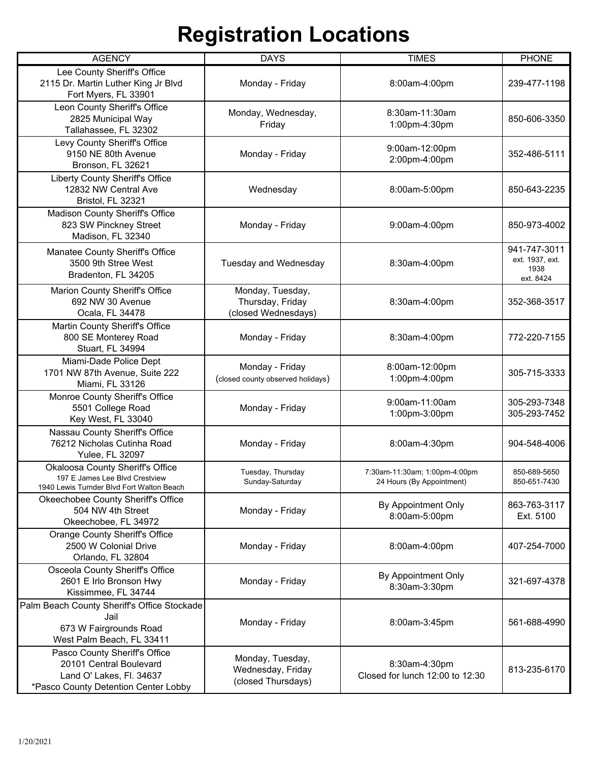# Registration Locations

| AGENCY | DAYS | TIMES | PHONE |
|---|---|---|---|
| Lee County Sheriff's Office<br>2115 Dr. Martin Luther King Jr Blvd<br>Fort Myers, FL 33901 | Monday - Friday | 8:00am-4:00pm | 239-477-1198 |
| Leon County Sheriff's Office<br>2825 Municipal Way<br>Tallahassee, FL 32302 | Monday, Wednesday, Friday | 8:30am-11:30am<br>1:00pm-4:30pm | 850-606-3350 |
| Levy County Sheriff's Office<br>9150 NE 80th Avenue<br>Bronson, FL 32621 | Monday - Friday | 9:00am-12:00pm<br>2:00pm-4:00pm | 352-486-5111 |
| Liberty County Sheriff's Office<br>12832 NW Central Ave<br>Bristol, FL 32321 | Wednesday | 8:00am-5:00pm | 850-643-2235 |
| Madison County Sheriff's Office<br>823 SW Pinckney Street<br>Madison, FL 32340 | Monday - Friday | 9:00am-4:00pm | 850-973-4002 |
| Manatee County Sheriff's Office<br>3500 9th Stree West<br>Bradenton, FL 34205 | Tuesday and Wednesday | 8:30am-4:00pm | 941-747-3011<br>ext. 1937, ext. 1938<br>ext. 8424 |
| Marion County Sheriff's Office<br>692 NW 30 Avenue<br>Ocala, FL 34478 | Monday, Tuesday, Thursday, Friday<br>(closed Wednesdays) | 8:30am-4:00pm | 352-368-3517 |
| Martin County Sheriff's Office<br>800 SE Monterey Road<br>Stuart, FL 34994 | Monday - Friday | 8:30am-4:00pm | 772-220-7155 |
| Miami-Dade Police Dept<br>1701 NW 87th Avenue, Suite 222<br>Miami, FL 33126 | Monday - Friday<br>(closed county observed holidays) | 8:00am-12:00pm<br>1:00pm-4:00pm | 305-715-3333 |
| Monroe County Sheriff's Office<br>5501 College Road<br>Key West, FL 33040 | Monday - Friday | 9:00am-11:00am<br>1:00pm-3:00pm | 305-293-7348<br>305-293-7452 |
| Nassau County Sheriff's Office<br>76212 Nicholas Cutinha Road<br>Yulee, FL 32097 | Monday - Friday | 8:00am-4:30pm | 904-548-4006 |
| Okaloosa County Sheriff's Office<br>197 E James Lee Blvd Crestview<br>1940 Lewis Turnder Blvd Fort Walton Beach | Tuesday, Thursday<br>Sunday-Saturday | 7:30am-11:30am; 1:00pm-4:00pm<br>24 Hours (By Appointment) | 850-689-5650<br>850-651-7430 |
| Okeechobee County Sheriff's Office<br>504 NW 4th Street<br>Okeechobee, FL 34972 | Monday - Friday | By Appointment Only<br>8:00am-5:00pm | 863-763-3117<br>Ext. 5100 |
| Orange County Sheriff's Office<br>2500 W Colonial Drive<br>Orlando, FL 32804 | Monday - Friday | 8:00am-4:00pm | 407-254-7000 |
| Osceola County Sheriff's Office<br>2601 E Irlo Bronson Hwy<br>Kissimmee, FL 34744 | Monday - Friday | By Appointment Only<br>8:30am-3:30pm | 321-697-4378 |
| Palm Beach County Sheriff's Office Stockade Jail<br>673 W Fairgrounds Road<br>West Palm Beach, FL 33411 | Monday - Friday | 8:00am-3:45pm | 561-688-4990 |
| Pasco County Sheriff's Office<br>20101 Central Boulevard<br>Land O' Lakes, Fl. 34637<br>*Pasco County Detention Center Lobby | Monday, Tuesday, Wednesday, Friday<br>(closed Thursdays) | 8:30am-4:30pm<br>Closed for lunch 12:00 to 12:30 | 813-235-6170 |

1/20/2021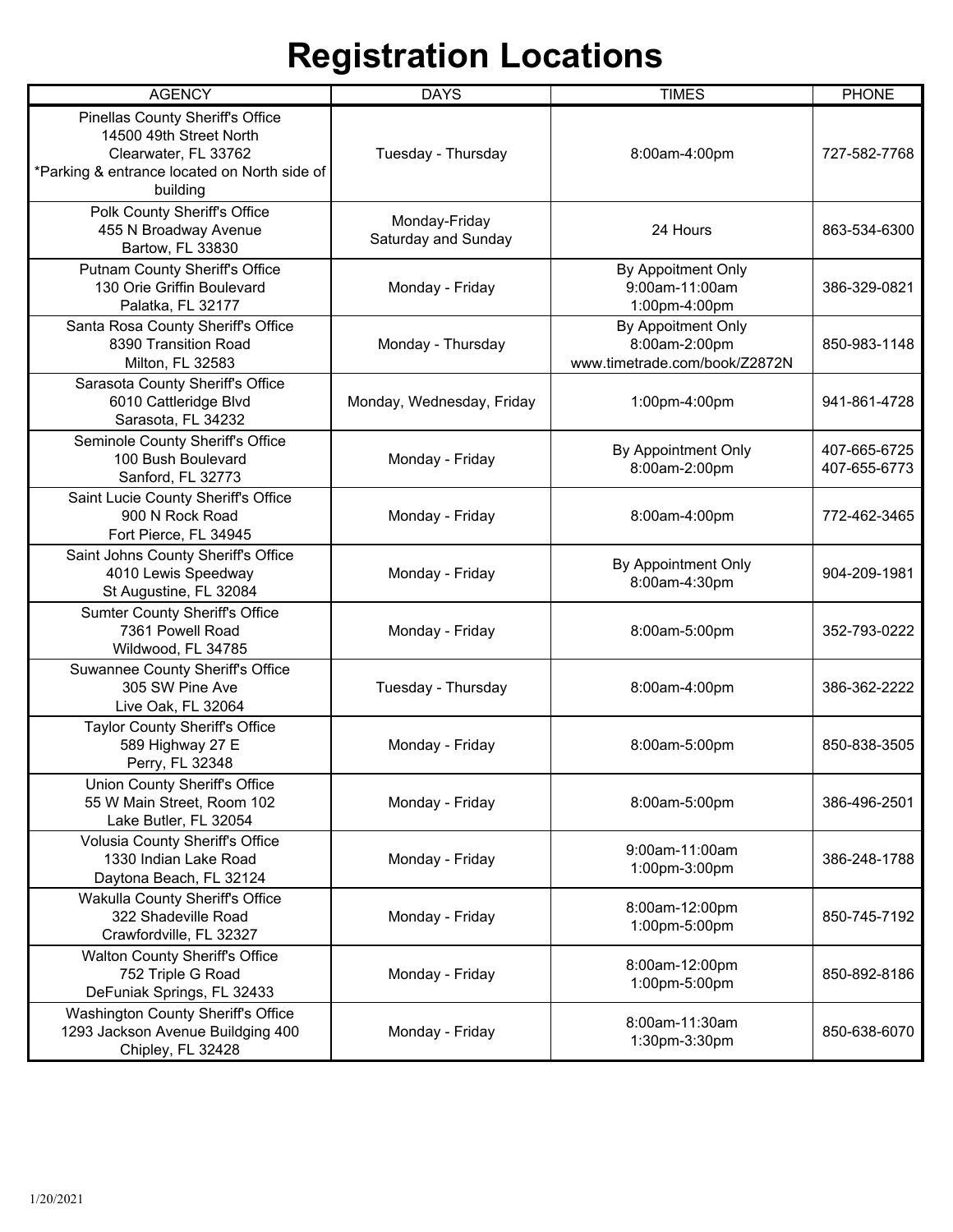# Registration Locations

| AGENCY | DAYS | TIMES | PHONE |
|---|---|---|---|
| Pinellas County Sheriff's Office<br>14500 49th Street North<br>Clearwater, FL 33762<br>*Parking & entrance located on North side of building | Tuesday - Thursday | 8:00am-4:00pm | 727-582-7768 |
| Polk County Sheriff's Office<br>455 N Broadway Avenue<br>Bartow, FL 33830 | Monday-Friday<br>Saturday and Sunday | 24 Hours | 863-534-6300 |
| Putnam County Sheriff's Office<br>130 Orie Griffin Boulevard<br>Palatka, FL 32177 | Monday - Friday | By Appoitment Only<br>9:00am-11:00am<br>1:00pm-4:00pm | 386-329-0821 |
| Santa Rosa County Sheriff's Office<br>8390 Transition Road<br>Milton, FL 32583 | Monday - Thursday | By Appoitment Only<br>8:00am-2:00pm<br>www.timetrade.com/book/Z2872N | 850-983-1148 |
| Sarasota County Sheriff's Office<br>6010 Cattleridge Blvd<br>Sarasota, FL 34232 | Monday, Wednesday, Friday | 1:00pm-4:00pm | 941-861-4728 |
| Seminole County Sheriff's Office<br>100 Bush Boulevard<br>Sanford, FL 32773 | Monday - Friday | By Appointment Only<br>8:00am-2:00pm | 407-665-6725<br>407-655-6773 |
| Saint Lucie County Sheriff's Office<br>900 N Rock Road<br>Fort Pierce, FL 34945 | Monday - Friday | 8:00am-4:00pm | 772-462-3465 |
| Saint Johns County Sheriff's Office<br>4010 Lewis Speedway<br>St Augustine, FL 32084 | Monday - Friday | By Appointment Only<br>8:00am-4:30pm | 904-209-1981 |
| Sumter County Sheriff's Office<br>7361 Powell Road<br>Wildwood, FL 34785 | Monday - Friday | 8:00am-5:00pm | 352-793-0222 |
| Suwannee County Sheriff's Office<br>305 SW Pine Ave<br>Live Oak, FL 32064 | Tuesday - Thursday | 8:00am-4:00pm | 386-362-2222 |
| Taylor County Sheriff's Office<br>589 Highway 27 E<br>Perry, FL 32348 | Monday - Friday | 8:00am-5:00pm | 850-838-3505 |
| Union County Sheriff's Office<br>55 W Main Street, Room 102<br>Lake Butler, FL 32054 | Monday - Friday | 8:00am-5:00pm | 386-496-2501 |
| Volusia County Sheriff's Office<br>1330 Indian Lake Road<br>Daytona Beach, FL 32124 | Monday - Friday | 9:00am-11:00am<br>1:00pm-3:00pm | 386-248-1788 |
| Wakulla County Sheriff's Office<br>322 Shadeville Road<br>Crawfordville, FL 32327 | Monday - Friday | 8:00am-12:00pm<br>1:00pm-5:00pm | 850-745-7192 |
| Walton County Sheriff's Office<br>752 Triple G Road<br>DeFuniak Springs, FL 32433 | Monday - Friday | 8:00am-12:00pm<br>1:00pm-5:00pm | 850-892-8186 |
| Washington County Sheriff's Office<br>1293 Jackson Avenue Buildging 400<br>Chipley, FL 32428 | Monday - Friday | 8:00am-11:30am<br>1:30pm-3:30pm | 850-638-6070 |

1/20/2021